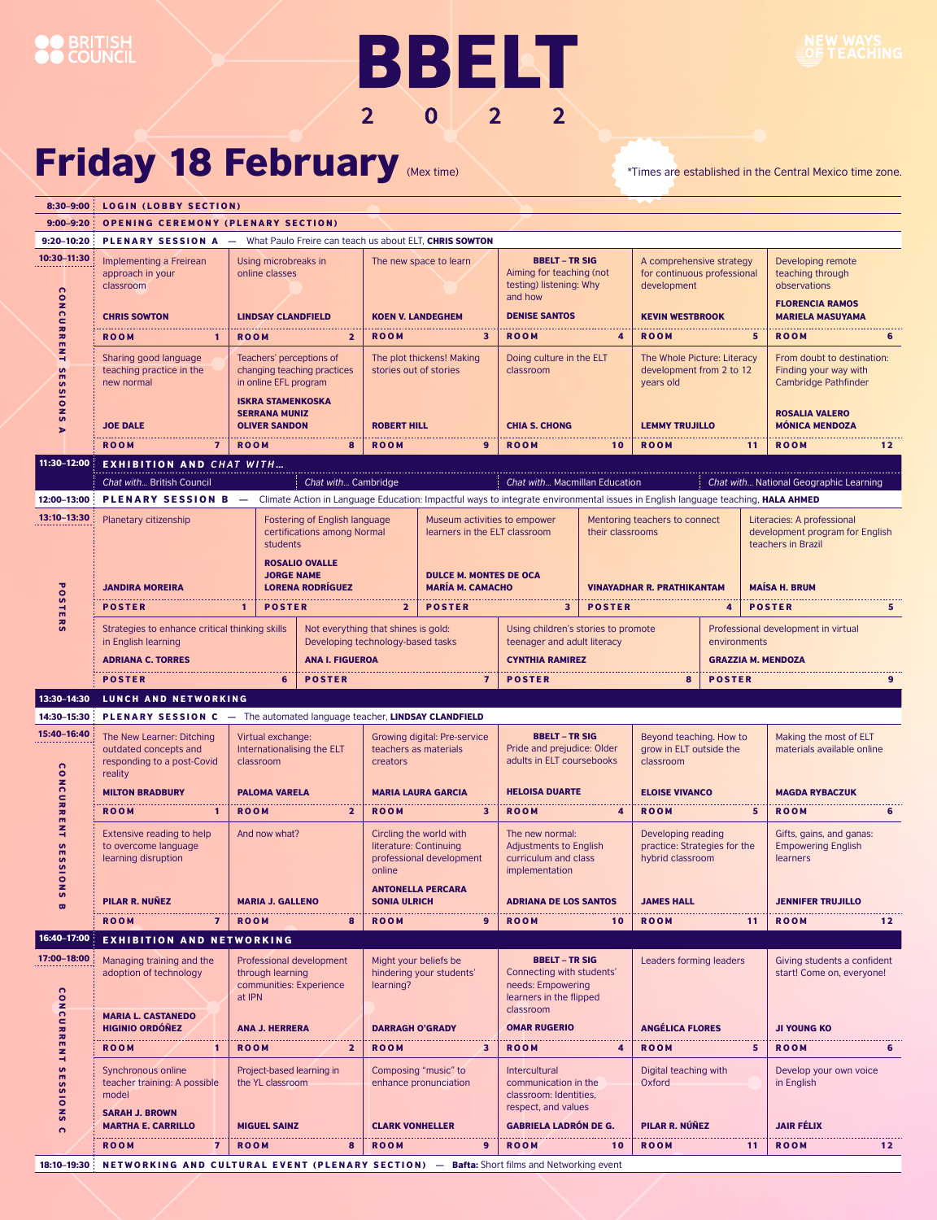BRITISH COUNCIL

# BBELT 2022

NEW WAYS OF TEACHING

## Friday 18 February (Mex time)

*Times are established in the Central Mexico time zone.

**8:30–9:00** LOGIN (LOBBY SECTION)

**9:00–9:20** OPENING CEREMONY (PLENARY SECTION)

**9:20–10:20** PLENARY SESSION A — What Paulo Freire can teach us about ELT, **CHRIS SOWTON**

### 10:30–11:30 CONCURRENT SESSIONS A

| Room | Title | Speaker(s) |
|---|---|---|
| 1 | Implementing a Freirean approach in your classroom | CHRIS SOWTON |
| 2 | Using microbreaks in online classes | LINDSAY CLANDFIELD |
| 3 | The new space to learn | KOEN V. LANDEGHEM |
| 4 | BBELT – TR SIG: Aiming for teaching (not testing) listening: Why and how | DENISE SANTOS |
| 5 | A comprehensive strategy for continuous professional development | KEVIN WESTBROOK |
| 6 | Developing remote teaching through observations | FLORENCIA RAMOS, MARIELA MASUYAMA |
| 7 | Sharing good language teaching practice in the new normal | JOE DALE |
| 8 | Teachers' perceptions of changing teaching practices in online EFL program | ISKRA STAMENKOSKA, SERRANA MUNIZ, OLIVER SANDON |
| 9 | The plot thickens! Making stories out of stories | ROBERT HILL |
| 10 | Doing culture in the ELT classroom | CHIA S. CHONG |
| 11 | The Whole Picture: Literacy development from 2 to 12 years old | LEMMY TRUJILLO |
| 12 | From doubt to destination: Finding your way with Cambridge Pathfinder | ROSALIA VALERO, MÓNICA MENDOZA |

**11:30–12:00** EXHIBITION AND *CHAT WITH...*

*Chat with...* British Council | *Chat with...* Cambridge | *Chat with...* Macmillan Education | *Chat with...* National Geographic Learning

**12:00–13:00** PLENARY SESSION B — Climate Action in Language Education: Impactful ways to integrate environmental issues in English language teaching, **HALA AHMED**

### 13:10–13:30 POSTERS

| Poster | Title | Presenter(s) |
|---|---|---|
| 1 | Planetary citizenship | JANDIRA MOREIRA |
| 2 | Fostering of English language certifications among Normal students | ROSALIO OVALLE, JORGE NAME, LORENA RODRÍGUEZ |
| 3 | Museum activities to empower learners in the ELT classroom | DULCE M. MONTES DE OCA, MARÍA M. CAMACHO |
| 4 | Mentoring teachers to connect their classrooms | VINAYADHAR R. PRATHIKANTAM |
| 5 | Literacies: A professional development program for English teachers in Brazil | MAÍSA H. BRUM |
| 6 | Strategies to enhance critical thinking skills in English learning | ADRIANA C. TORRES |
| 7 | Not everything that shines is gold: Developing technology-based tasks | ANA I. FIGUEROA |
| 8 | Using children's stories to promote teenager and adult literacy | CYNTHIA RAMIREZ |
| 9 | Professional development in virtual environments | GRAZZIA M. MENDOZA |

**13:30–14:30** LUNCH AND NETWORKING

**14:30–15:30** PLENARY SESSION C — The automated language teacher, **LINDSAY CLANDFIELD**

### 15:40–16:40 CONCURRENT SESSIONS B

| Room | Title | Speaker(s) |
|---|---|---|
| 1 | The New Learner: Ditching outdated concepts and responding to a post-Covid reality | MILTON BRADBURY |
| 2 | Virtual exchange: Internationalising the ELT classroom | PALOMA VARELA |
| 3 | Growing digital: Pre-service teachers as materials creators | MARIA LAURA GARCIA |
| 4 | BBELT – TR SIG: Pride and prejudice: Older adults in ELT coursebooks | HELOISA DUARTE |
| 5 | Beyond teaching. How to grow in ELT outside the classroom | ELOISE VIVANCO |
| 6 | Making the most of ELT materials available online | MAGDA RYBACZUK |
| 7 | Extensive reading to help to overcome language learning disruption | PILAR R. NUÑEZ |
| 8 | And now what? | MARIA J. GALLENO |
| 9 | Circling the world with literature: Continuing professional development online | ANTONELLA PERCARA, SONIA ULRICH |
| 10 | The new normal: Adjustments to English curriculum and class implementation | ADRIANA DE LOS SANTOS |
| 11 | Developing reading practice: Strategies for the hybrid classroom | JAMES HALL |
| 12 | Gifts, gains, and ganas: Empowering English learners | JENNIFER TRUJILLO |

**16:40–17:00** EXHIBITION AND NETWORKING

### 17:00–18:00 CONCURRENT SESSIONS C

| Room | Title | Speaker(s) |
|---|---|---|
| 1 | Managing training and the adoption of technology | MARIA L. CASTANEDO, HIGINIO ORDÓÑEZ |
| 2 | Professional development through learning communities: Experience at IPN | ANA J. HERRERA |
| 3 | Might your beliefs be hindering your students' learning? | DARRAGH O'GRADY |
| 4 | BBELT – TR SIG: Connecting with students' needs: Empowering learners in the flipped classroom | OMAR RUGERIO |
| 5 | Leaders forming leaders | ANGÉLICA FLORES |
| 6 | Giving students a confident start! Come on, everyone! | JI YOUNG KO |
| 7 | Synchronous online teacher training: A possible model | SARAH J. BROWN, MARTHA E. CARRILLO |
| 8 | Project-based learning in the YL classroom | MIGUEL SAINZ |
| 9 | Composing "music" to enhance pronunciation | CLARK VONHELLER |
| 10 | Intercultural communication in the classroom: Identities, respect, and values | GABRIELA LADRÓN DE G. |
| 11 | Digital teaching with Oxford | PILAR R. NÚÑEZ |
| 12 | Develop your own voice in English | JAIR FÉLIX |

**18:10–19:30** NETWORKING AND CULTURAL EVENT (PLENARY SECTION) — **Bafta:** Short films and Networking event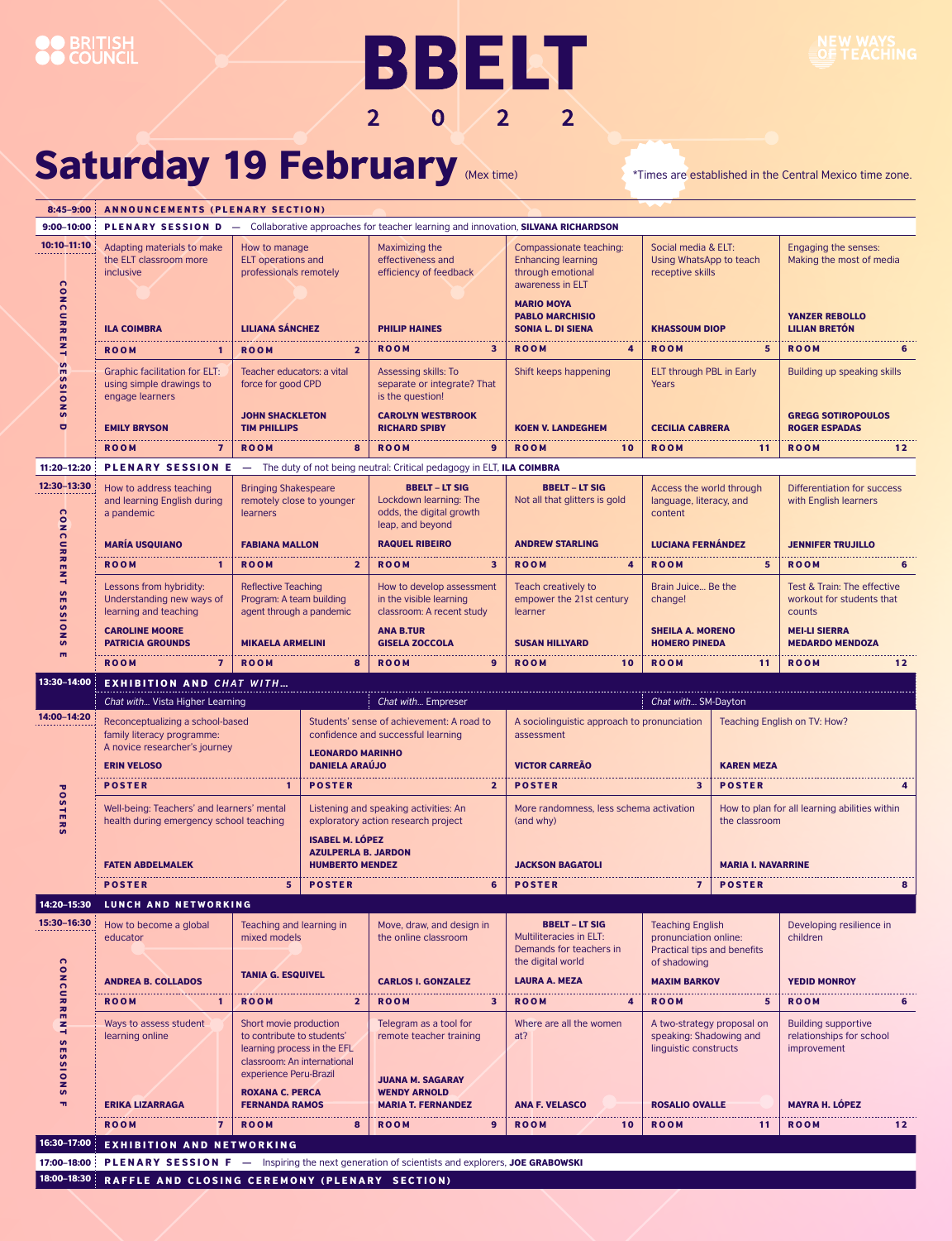BRITISH COUNCIL

# BBELT 2022

NEW WAYS OF TEACHING

## Saturday 19 February (Mex time)

*Times are established in the Central Mexico time zone.

**8:45–9:00** ANNOUNCEMENTS (PLENARY SECTION)

**9:00–10:00** PLENARY SESSION D — Collaborative approaches for teacher learning and innovation, **SILVANA RICHARDSON**

### 10:10–11:10 CONCURRENT SESSIONS D

| Room | Title | Speaker(s) |
|---|---|---|
| ROOM 1 | Adapting materials to make the ELT classroom more inclusive | **ILA COIMBRA** |
| ROOM 2 | How to manage ELT operations and professionals remotely | **LILIANA SÁNCHEZ** |
| ROOM 3 | Maximizing the effectiveness and efficiency of feedback | **PHILIP HAINES** |
| ROOM 4 | Compassionate teaching: Enhancing learning through emotional awareness in ELT | **MARIO MOYA, PABLO MARCHISIO, SONIA L. DI SIENA** |
| ROOM 5 | Social media & ELT: Using WhatsApp to teach receptive skills | **KHASSOUM DIOP** |
| ROOM 6 | Engaging the senses: Making the most of media | **YANZER REBOLLO, LILIAN BRETÓN** |
| ROOM 7 | Graphic facilitation for ELT: using simple drawings to engage learners | **EMILY BRYSON** |
| ROOM 8 | Teacher educators: a vital force for good CPD | **JOHN SHACKLETON, TIM PHILLIPS** |
| ROOM 9 | Assessing skills: To separate or integrate? That is the question! | **CAROLYN WESTBROOK, RICHARD SPIBY** |
| ROOM 10 | Shift keeps happening | **KOEN V. LANDEGHEM** |
| ROOM 11 | ELT through PBL in Early Years | **CECILIA CABRERA** |
| ROOM 12 | Building up speaking skills | **GREGG SOTIROPOULOS, ROGER ESPADAS** |

**11:20–12:20** PLENARY SESSION E — The duty of not being neutral: Critical pedagogy in ELT, **ILA COIMBRA**

### 12:30–13:30 CONCURRENT SESSIONS E

| Room | Title | Speaker(s) |
|---|---|---|
| ROOM 1 | How to address teaching and learning English during a pandemic | **MARÍA USQUIANO** |
| ROOM 2 | Bringing Shakespeare remotely close to younger learners | **FABIANA MALLON** |
| ROOM 3 | **BBELT – LT SIG** Lockdown learning: The odds, the digital growth leap, and beyond | **RAQUEL RIBEIRO** |
| ROOM 4 | **BBELT – LT SIG** Not all that glitters is gold | **ANDREW STARLING** |
| ROOM 5 | Access the world through language, literacy, and content | **LUCIANA FERNÁNDEZ** |
| ROOM 6 | Differentiation for success with English learners | **JENNIFER TRUJILLO** |
| ROOM 7 | Lessons from hybridity: Understanding new ways of learning and teaching | **CAROLINE MOORE, PATRICIA GROUNDS** |
| ROOM 8 | Reflective Teaching Program: A team building agent through a pandemic | **MIKAELA ARMELINI** |
| ROOM 9 | How to develop assessment in the visible learning classroom: A recent study | **ANA B.TUR, GISELA ZOCCOLA** |
| ROOM 10 | Teach creatively to empower the 21st century learner | **SUSAN HILLYARD** |
| ROOM 11 | Brain Juice... Be the change! | **SHEILA A. MORENO, HOMERO PINEDA** |
| ROOM 12 | Test & Train: The effective workout for students that counts | **MEI-LI SIERRA, MEDARDO MENDOZA** |

**13:30–14:00** EXHIBITION AND *CHAT WITH...*

*Chat with...* Vista Higher Learning | *Chat with...* Empreser | *Chat with...* SM-Dayton

### 14:00–14:20 POSTERS

| Poster | Title | Presenter(s) |
|---|---|---|
| POSTER 1 | Reconceptualizing a school-based family literacy programme: A novice researcher's journey | **ERIN VELOSO** |
| POSTER 2 | Students' sense of achievement: A road to confidence and successful learning | **LEONARDO MARINHO, DANIELA ARAÚJO** |
| POSTER 3 | A sociolinguistic approach to pronunciation assessment | **VICTOR CARREÃO** |
| POSTER 4 | Teaching English on TV: How? | **KAREN MEZA** |
| POSTER 5 | Well-being: Teachers' and learners' mental health during emergency school teaching | **FATEN ABDELMALEK** |
| POSTER 6 | Listening and speaking activities: An exploratory action research project | **ISABEL M. LÓPEZ, AZULPERLA B. JARDON, HUMBERTO MENDEZ** |
| POSTER 7 | More randomness, less schema activation (and why) | **JACKSON BAGATOLI** |
| POSTER 8 | How to plan for all learning abilities within the classroom | **MARIA I. NAVARRINE** |

**14:20–15:30** LUNCH AND NETWORKING

### 15:30–16:30 CONCURRENT SESSIONS F

| Room | Title | Speaker(s) |
|---|---|---|
| ROOM 1 | How to become a global educator | **ANDREA B. COLLADOS** |
| ROOM 2 | Teaching and learning in mixed models | **TANIA G. ESQUIVEL** |
| ROOM 3 | Move, draw, and design in the online classroom | **CARLOS I. GONZALEZ** |
| ROOM 4 | **BBELT – LT SIG** Multiliteracies in ELT: Demands for teachers in the digital world | **LAURA A. MEZA** |
| ROOM 5 | Teaching English pronunciation online: Practical tips and benefits of shadowing | **MAXIM BARKOV** |
| ROOM 6 | Developing resilience in children | **YEDID MONROY** |
| ROOM 7 | Ways to assess student learning online | **ERIKA LIZARRAGA** |
| ROOM 8 | Short movie production to contribute to students' learning process in the EFL classroom: An international experience Peru-Brazil | **ROXANA C. PERCA, FERNANDA RAMOS** |
| ROOM 9 | Telegram as a tool for remote teacher training | **JUANA M. SAGARAY, WENDY ARNOLD, MARIA T. FERNANDEZ** |
| ROOM 10 | Where are all the women at? | **ANA F. VELASCO** |
| ROOM 11 | A two-strategy proposal on speaking: Shadowing and linguistic constructs | **ROSALIO OVALLE** |
| ROOM 12 | Building supportive relationships for school improvement | **MAYRA H. LÓPEZ** |

**16:30–17:00** EXHIBITION AND NETWORKING

**17:00–18:00** PLENARY SESSION F — Inspiring the next generation of scientists and explorers, **JOE GRABOWSKI**

**18:00–18:30** RAFFLE AND CLOSING CEREMONY (PLENARY SECTION)